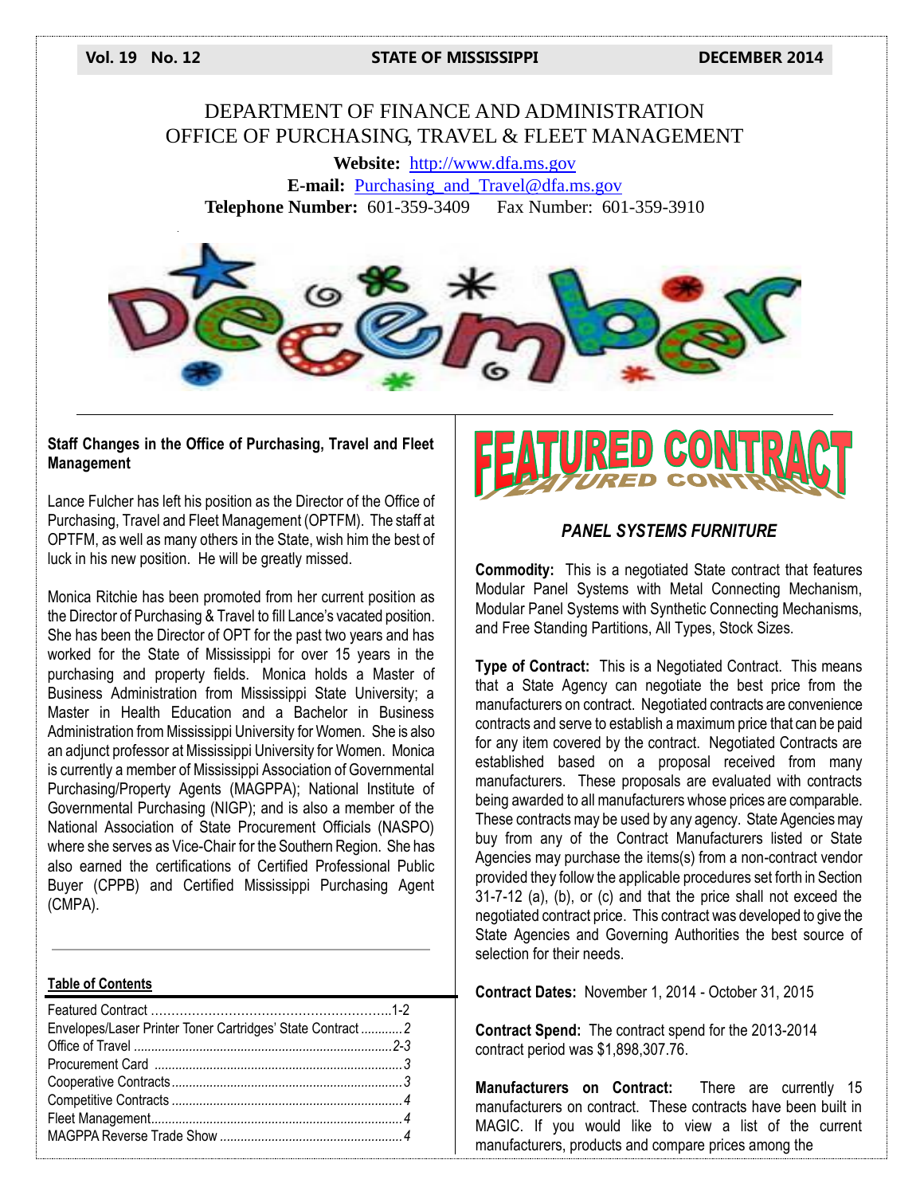Vol. 19 No. 12 STATE OF MISSISSIPPI DECEMBER 2014

# DEPARTMENT OF FINANCE AND ADMINISTRATION
# OFFICE OF PURCHASING, TRAVEL & FLEET MANAGEMENT

**Website:** http://www.dfa.ms.gov
**E-mail:** Purchasing_and_Travel@dfa.ms.gov
**Telephone Number:** 601-359-3409 Fax Number: 601-359-3910

December

### Staff Changes in the Office of Purchasing, Travel and Fleet Management

Lance Fulcher has left his position as the Director of the Office of Purchasing, Travel and Fleet Management (OPTFM). The staff at OPTFM, as well as many others in the State, wish him the best of luck in his new position. He will be greatly missed.

Monica Ritchie has been promoted from her current position as the Director of Purchasing & Travel to fill Lance's vacated position. She has been the Director of OPT for the past two years and has worked for the State of Mississippi for over 15 years in the purchasing and property fields. Monica holds a Master of Business Administration from Mississippi State University; a Master in Health Education and a Bachelor in Business Administration from Mississippi University for Women. She is also an adjunct professor at Mississippi University for Women. Monica is currently a member of Mississippi Association of Governmental Purchasing/Property Agents (MAGPPA); National Institute of Governmental Purchasing (NIGP); and is also a member of the National Association of State Procurement Officials (NASPO) where she serves as Vice-Chair for the Southern Region. She has also earned the certifications of Certified Professional Public Buyer (CPPB) and Certified Mississippi Purchasing Agent (CMPA).

---

### Table of Contents

| | |
|---|---|
| Featured Contract | 1-2 |
| Envelopes/Laser Printer Toner Cartridges' State Contract | 2 |
| Office of Travel | 2-3 |
| Procurement Card | 3 |
| Cooperative Contracts | 3 |
| Competitive Contracts | 4 |
| Fleet Management | 4 |
| MAGPPA Reverse Trade Show | 4 |

## FEATURED CONTRACT

### *PANEL SYSTEMS FURNITURE*

**Commodity:** This is a negotiated State contract that features Modular Panel Systems with Metal Connecting Mechanism, Modular Panel Systems with Synthetic Connecting Mechanisms, and Free Standing Partitions, All Types, Stock Sizes.

**Type of Contract:** This is a Negotiated Contract. This means that a State Agency can negotiate the best price from the manufacturers on contract. Negotiated contracts are convenience contracts and serve to establish a maximum price that can be paid for any item covered by the contract. Negotiated Contracts are established based on a proposal received from many manufacturers. These proposals are evaluated with contracts being awarded to all manufacturers whose prices are comparable. These contracts may be used by any agency. State Agencies may buy from any of the Contract Manufacturers listed or State Agencies may purchase the items(s) from a non-contract vendor provided they follow the applicable procedures set forth in Section 31-7-12 (a), (b), or (c) and that the price shall not exceed the negotiated contract price. This contract was developed to give the State Agencies and Governing Authorities the best source of selection for their needs.

**Contract Dates:** November 1, 2014 - October 31, 2015

**Contract Spend:** The contract spend for the 2013-2014 contract period was $1,898,307.76.

**Manufacturers on Contract:** There are currently 15 manufacturers on contract. These contracts have been built in MAGIC. If you would like to view a list of the current manufacturers, products and compare prices among the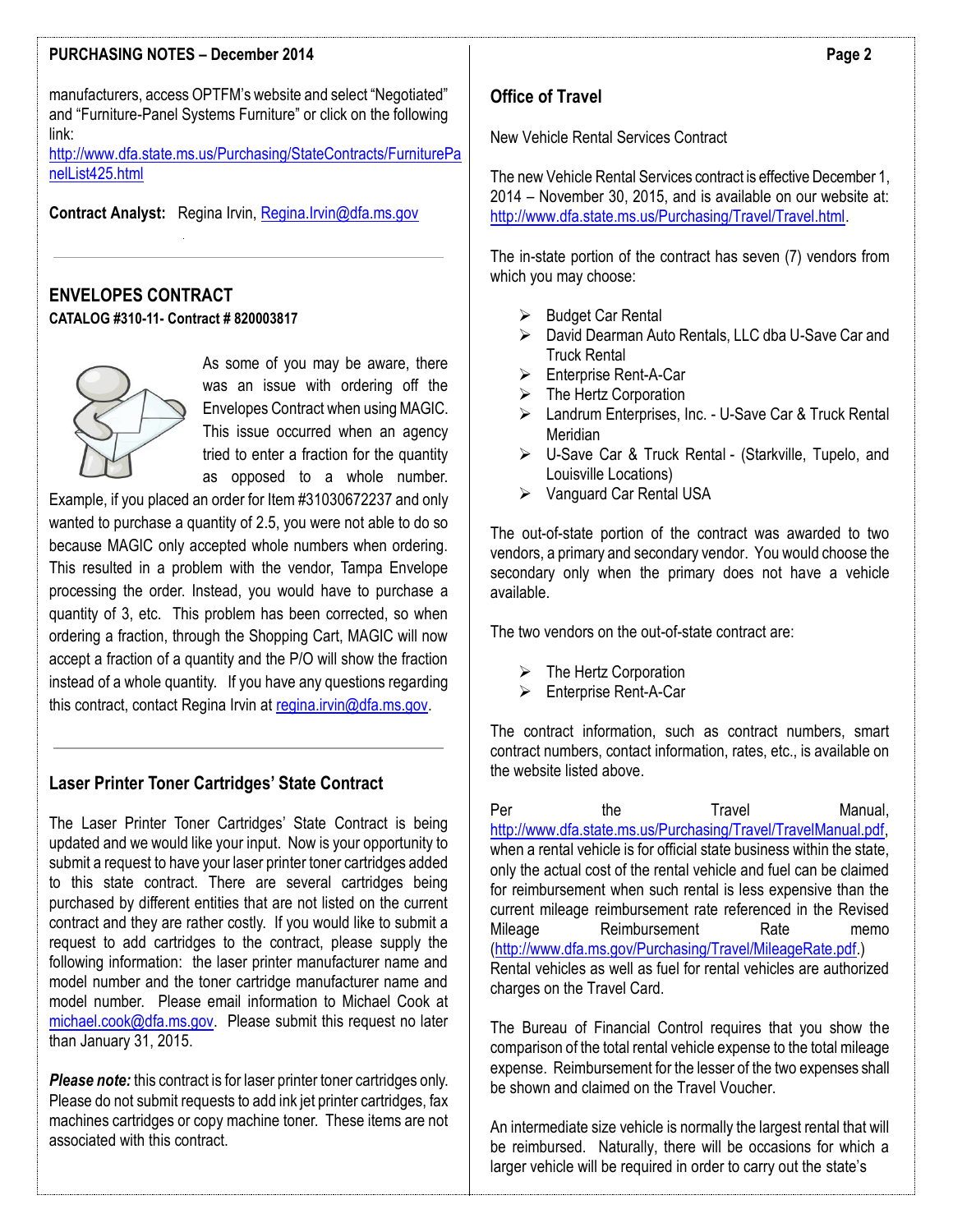manufacturers, access OPTFM's website and select "Negotiated" and "Furniture-Panel Systems Furniture" or click on the following link:
http://www.dfa.state.ms.us/Purchasing/StateContracts/FurniturePanelList425.html

**Contract Analyst:** Regina Irvin, Regina.Irvin@dfa.ms.gov

---

## ENVELOPES CONTRACT

**CATALOG #310-11- Contract # 820003817**

As some of you may be aware, there was an issue with ordering off the Envelopes Contract when using MAGIC. This issue occurred when an agency tried to enter a fraction for the quantity as opposed to a whole number. Example, if you placed an order for Item #31030672237 and only wanted to purchase a quantity of 2.5, you were not able to do so because MAGIC only accepted whole numbers when ordering. This resulted in a problem with the vendor, Tampa Envelope processing the order. Instead, you would have to purchase a quantity of 3, etc. This problem has been corrected, so when ordering a fraction, through the Shopping Cart, MAGIC will now accept a fraction of a quantity and the P/O will show the fraction instead of a whole quantity. If you have any questions regarding this contract, contact Regina Irvin at regina.irvin@dfa.ms.gov.

---

## Laser Printer Toner Cartridges' State Contract

The Laser Printer Toner Cartridges' State Contract is being updated and we would like your input. Now is your opportunity to submit a request to have your laser printer toner cartridges added to this state contract. There are several cartridges being purchased by different entities that are not listed on the current contract and they are rather costly. If you would like to submit a request to add cartridges to the contract, please supply the following information: the laser printer manufacturer name and model number and the toner cartridge manufacturer name and model number. Please email information to Michael Cook at michael.cook@dfa.ms.gov. Please submit this request no later than January 31, 2015.

***Please note:*** this contract is for laser printer toner cartridges only. Please do not submit requests to add ink jet printer cartridges, fax machines cartridges or copy machine toner. These items are not associated with this contract.

## Office of Travel

New Vehicle Rental Services Contract

The new Vehicle Rental Services contract is effective December 1, 2014 – November 30, 2015, and is available on our website at: http://www.dfa.state.ms.us/Purchasing/Travel/Travel.html.

The in-state portion of the contract has seven (7) vendors from which you may choose:

- Budget Car Rental
- David Dearman Auto Rentals, LLC dba U-Save Car and Truck Rental
- Enterprise Rent-A-Car
- The Hertz Corporation
- Landrum Enterprises, Inc. - U-Save Car & Truck Rental Meridian
- U-Save Car & Truck Rental - (Starkville, Tupelo, and Louisville Locations)
- Vanguard Car Rental USA

The out-of-state portion of the contract was awarded to two vendors, a primary and secondary vendor. You would choose the secondary only when the primary does not have a vehicle available.

The two vendors on the out-of-state contract are:

- The Hertz Corporation
- Enterprise Rent-A-Car

The contract information, such as contract numbers, smart contract numbers, contact information, rates, etc., is available on the website listed above.

Per the Travel Manual, http://www.dfa.state.ms.us/Purchasing/Travel/TravelManual.pdf, when a rental vehicle is for official state business within the state, only the actual cost of the rental vehicle and fuel can be claimed for reimbursement when such rental is less expensive than the current mileage reimbursement rate referenced in the Revised Mileage Reimbursement Rate memo (http://www.dfa.ms.gov/Purchasing/Travel/MileageRate.pdf.) Rental vehicles as well as fuel for rental vehicles are authorized charges on the Travel Card.

The Bureau of Financial Control requires that you show the comparison of the total rental vehicle expense to the total mileage expense. Reimbursement for the lesser of the two expenses shall be shown and claimed on the Travel Voucher.

An intermediate size vehicle is normally the largest rental that will be reimbursed. Naturally, there will be occasions for which a larger vehicle will be required in order to carry out the state's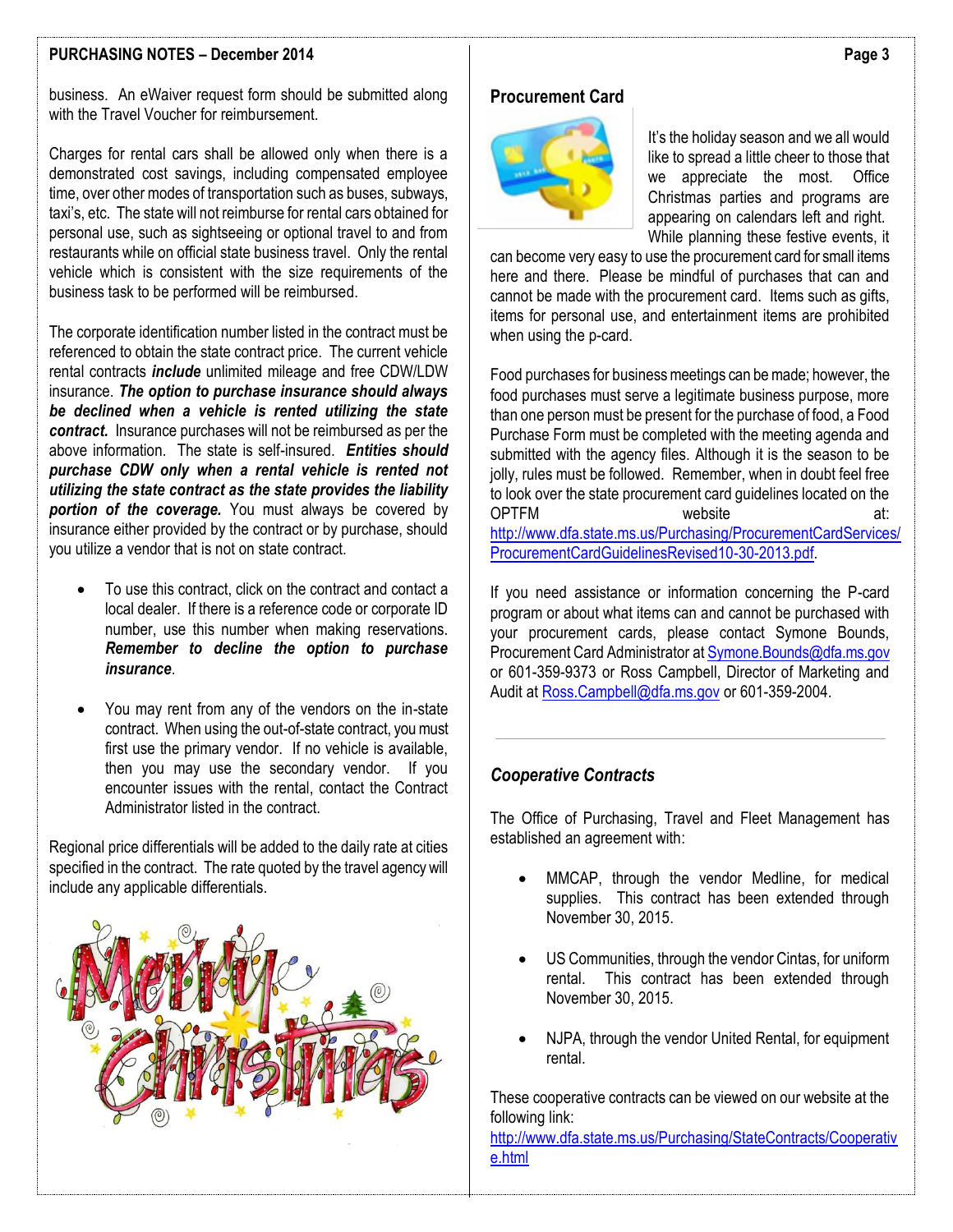business. An eWaiver request form should be submitted along with the Travel Voucher for reimbursement.

Charges for rental cars shall be allowed only when there is a demonstrated cost savings, including compensated employee time, over other modes of transportation such as buses, subways, taxi's, etc. The state will not reimburse for rental cars obtained for personal use, such as sightseeing or optional travel to and from restaurants while on official state business travel. Only the rental vehicle which is consistent with the size requirements of the business task to be performed will be reimbursed.

The corporate identification number listed in the contract must be referenced to obtain the state contract price. The current vehicle rental contracts ***include*** unlimited mileage and free CDW/LDW insurance. ***The option to purchase insurance should always be declined when a vehicle is rented utilizing the state contract.*** Insurance purchases will not be reimbursed as per the above information. The state is self-insured. ***Entities should purchase CDW only when a rental vehicle is rented not utilizing the state contract as the state provides the liability portion of the coverage.*** You must always be covered by insurance either provided by the contract or by purchase, should you utilize a vendor that is not on state contract.

- To use this contract, click on the contract and contact a local dealer. If there is a reference code or corporate ID number, use this number when making reservations. ***Remember to decline the option to purchase insurance***.
- You may rent from any of the vendors on the in-state contract. When using the out-of-state contract, you must first use the primary vendor. If no vehicle is available, then you may use the secondary vendor. If you encounter issues with the rental, contact the Contract Administrator listed in the contract.

Regional price differentials will be added to the daily rate at cities specified in the contract. The rate quoted by the travel agency will include any applicable differentials.

## Procurement Card

It's the holiday season and we all would like to spread a little cheer to those that we appreciate the most. Office Christmas parties and programs are appearing on calendars left and right. While planning these festive events, it can become very easy to use the procurement card for small items here and there. Please be mindful of purchases that can and cannot be made with the procurement card. Items such as gifts, items for personal use, and entertainment items are prohibited when using the p-card.

Food purchases for business meetings can be made; however, the food purchases must serve a legitimate business purpose, more than one person must be present for the purchase of food, a Food Purchase Form must be completed with the meeting agenda and submitted with the agency files. Although it is the season to be jolly, rules must be followed. Remember, when in doubt feel free to look over the state procurement card guidelines located on the OPTFM website at: http://www.dfa.state.ms.us/Purchasing/ProcurementCardServices/ProcurementCardGuidelinesRevised10-30-2013.pdf.

If you need assistance or information concerning the P-card program or about what items can and cannot be purchased with your procurement cards, please contact Symone Bounds, Procurement Card Administrator at Symone.Bounds@dfa.ms.gov or 601-359-9373 or Ross Campbell, Director of Marketing and Audit at Ross.Campbell@dfa.ms.gov or 601-359-2004.

## *Cooperative Contracts*

The Office of Purchasing, Travel and Fleet Management has established an agreement with:

- MMCAP, through the vendor Medline, for medical supplies. This contract has been extended through November 30, 2015.
- US Communities, through the vendor Cintas, for uniform rental. This contract has been extended through November 30, 2015.
- NJPA, through the vendor United Rental, for equipment rental.

These cooperative contracts can be viewed on our website at the following link: http://www.dfa.state.ms.us/Purchasing/StateContracts/Cooperative.html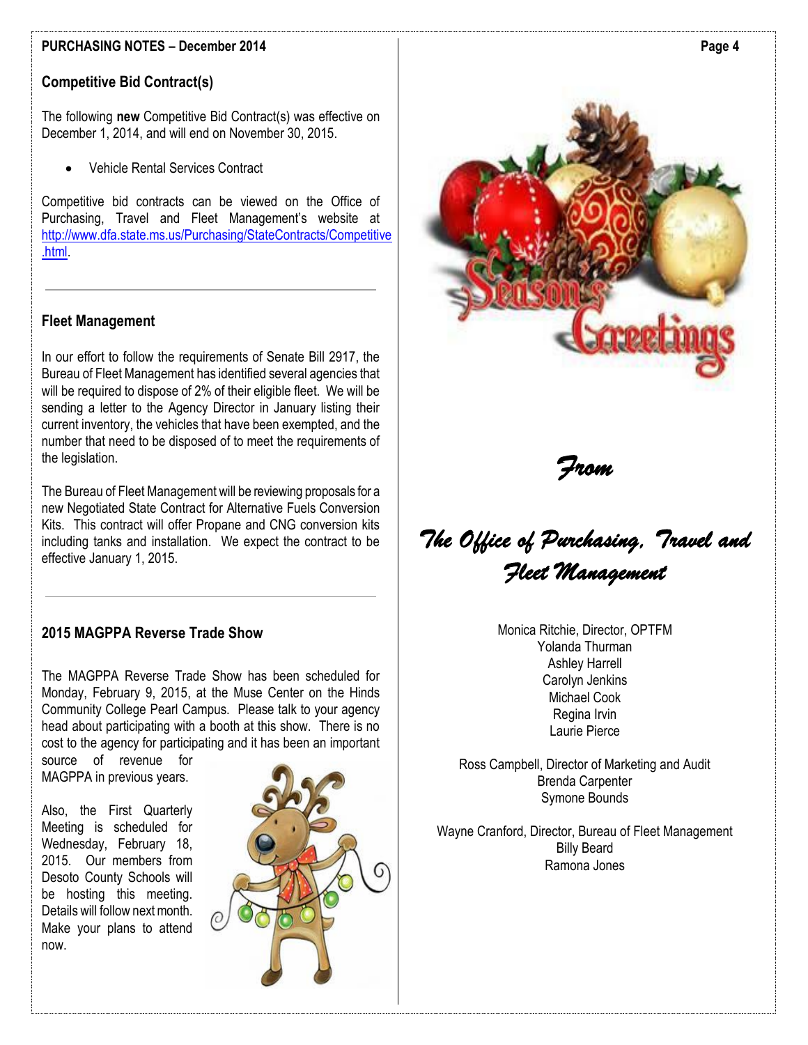## Competitive Bid Contract(s)

The following **new** Competitive Bid Contract(s) was effective on December 1, 2014, and will end on November 30, 2015.

- Vehicle Rental Services Contract

Competitive bid contracts can be viewed on the Office of Purchasing, Travel and Fleet Management's website at http://www.dfa.state.ms.us/Purchasing/StateContracts/Competitive.html.

---

## Fleet Management

In our effort to follow the requirements of Senate Bill 2917, the Bureau of Fleet Management has identified several agencies that will be required to dispose of 2% of their eligible fleet. We will be sending a letter to the Agency Director in January listing their current inventory, the vehicles that have been exempted, and the number that need to be disposed of to meet the requirements of the legislation.

The Bureau of Fleet Management will be reviewing proposals for a new Negotiated State Contract for Alternative Fuels Conversion Kits. This contract will offer Propane and CNG conversion kits including tanks and installation. We expect the contract to be effective January 1, 2015.

---

## 2015 MAGPPA Reverse Trade Show

The MAGPPA Reverse Trade Show has been scheduled for Monday, February 9, 2015, at the Muse Center on the Hinds Community College Pearl Campus. Please talk to your agency head about participating with a booth at this show. There is no cost to the agency for participating and it has been an important source of revenue for MAGPPA in previous years.

Also, the First Quarterly Meeting is scheduled for Wednesday, February 18, 2015. Our members from Desoto County Schools will be hosting this meeting. Details will follow next month. Make your plans to attend now.

Season's Greetings

*From*

*The Office of Purchasing, Travel and Fleet Management*

Monica Ritchie, Director, OPTFM
Yolanda Thurman
Ashley Harrell
Carolyn Jenkins
Michael Cook
Regina Irvin
Laurie Pierce

Ross Campbell, Director of Marketing and Audit
Brenda Carpenter
Symone Bounds

Wayne Cranford, Director, Bureau of Fleet Management
Billy Beard
Ramona Jones